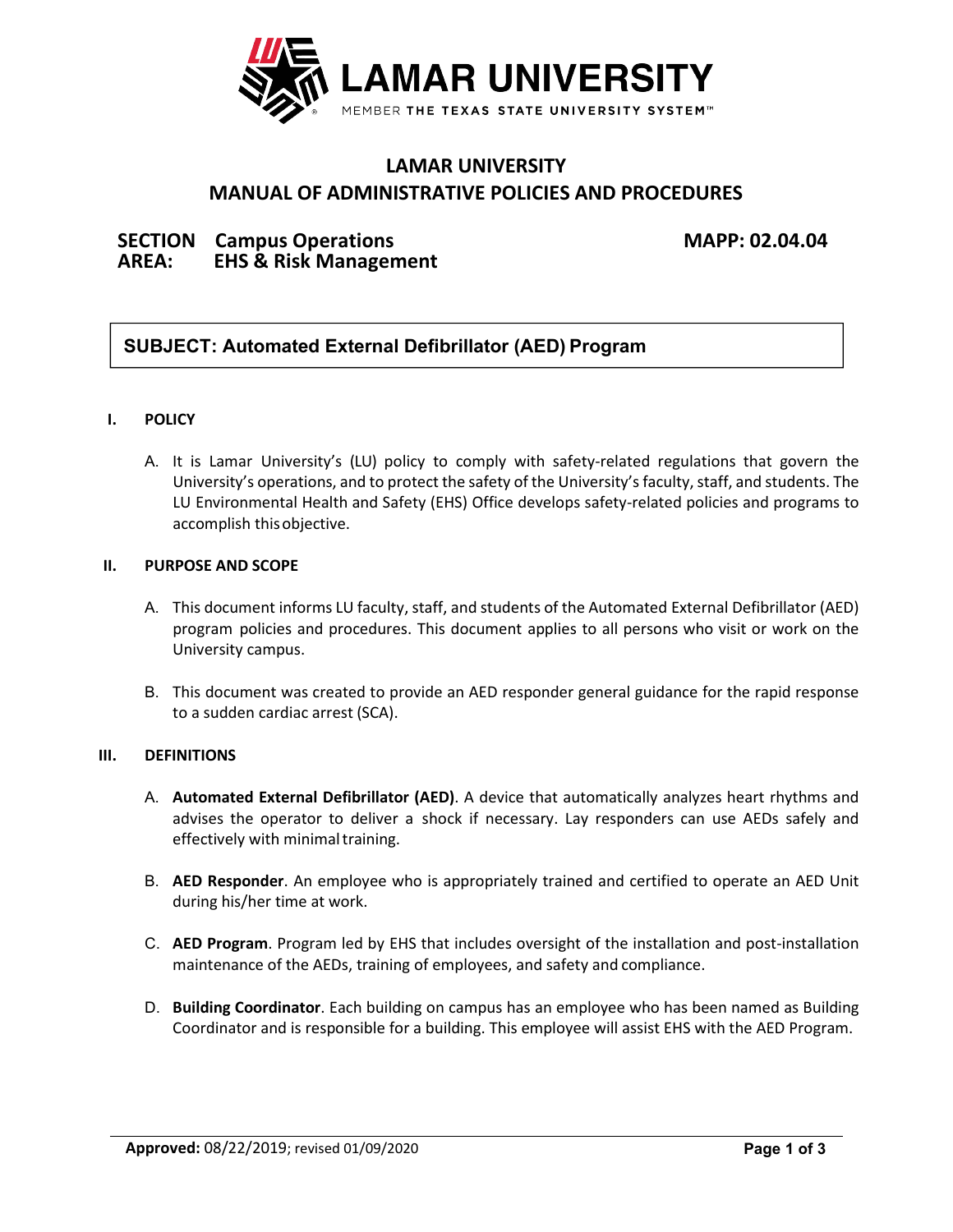# LAMAR UNIVERSITY

## MANUAL OF ADMINISTRATIVE POLICIES AND PROCEDURES

**SECTION Campus Operations** **MAPP: 02.04.04**
**AREA: EHS & Risk Management**

**SUBJECT: Automated External Defibrillator (AED) Program**

### I. POLICY

A. It is Lamar University's (LU) policy to comply with safety-related regulations that govern the University's operations, and to protect the safety of the University's faculty, staff, and students. The LU Environmental Health and Safety (EHS) Office develops safety-related policies and programs to accomplish this objective.

### II. PURPOSE AND SCOPE

A. This document informs LU faculty, staff, and students of the Automated External Defibrillator (AED) program policies and procedures. This document applies to all persons who visit or work on the University campus.

B. This document was created to provide an AED responder general guidance for the rapid response to a sudden cardiac arrest (SCA).

### III. DEFINITIONS

A. **Automated External Defibrillator (AED)**. A device that automatically analyzes heart rhythms and advises the operator to deliver a shock if necessary. Lay responders can use AEDs safely and effectively with minimal training.

B. **AED Responder**. An employee who is appropriately trained and certified to operate an AED Unit during his/her time at work.

C. **AED Program**. Program led by EHS that includes oversight of the installation and post-installation maintenance of the AEDs, training of employees, and safety and compliance.

D. **Building Coordinator**. Each building on campus has an employee who has been named as Building Coordinator and is responsible for a building. This employee will assist EHS with the AED Program.

**Approved:** 08/22/2019; revised 01/09/2020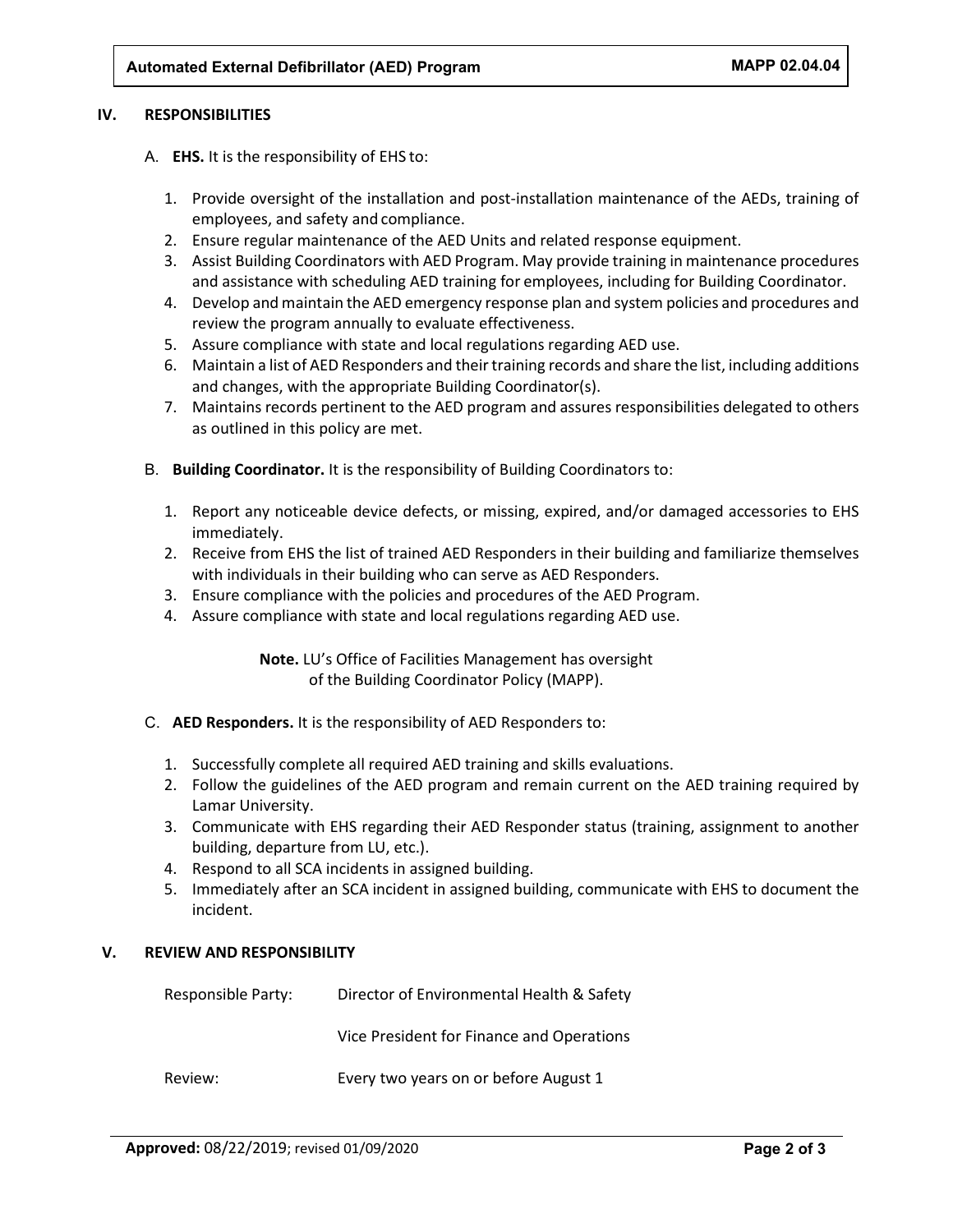## IV. RESPONSIBILITIES

A. **EHS.** It is the responsibility of EHS to:

1. Provide oversight of the installation and post-installation maintenance of the AEDs, training of employees, and safety and compliance.
2. Ensure regular maintenance of the AED Units and related response equipment.
3. Assist Building Coordinators with AED Program. May provide training in maintenance procedures and assistance with scheduling AED training for employees, including for Building Coordinator.
4. Develop and maintain the AED emergency response plan and system policies and procedures and review the program annually to evaluate effectiveness.
5. Assure compliance with state and local regulations regarding AED use.
6. Maintain a list of AED Responders and their training records and share the list, including additions and changes, with the appropriate Building Coordinator(s).
7. Maintains records pertinent to the AED program and assures responsibilities delegated to others as outlined in this policy are met.

B. **Building Coordinator.** It is the responsibility of Building Coordinators to:

1. Report any noticeable device defects, or missing, expired, and/or damaged accessories to EHS immediately.
2. Receive from EHS the list of trained AED Responders in their building and familiarize themselves with individuals in their building who can serve as AED Responders.
3. Ensure compliance with the policies and procedures of the AED Program.
4. Assure compliance with state and local regulations regarding AED use.

**Note.** LU's Office of Facilities Management has oversight of the Building Coordinator Policy (MAPP).

C. **AED Responders.** It is the responsibility of AED Responders to:

1. Successfully complete all required AED training and skills evaluations.
2. Follow the guidelines of the AED program and remain current on the AED training required by Lamar University.
3. Communicate with EHS regarding their AED Responder status (training, assignment to another building, departure from LU, etc.).
4. Respond to all SCA incidents in assigned building.
5. Immediately after an SCA incident in assigned building, communicate with EHS to document the incident.

## V. REVIEW AND RESPONSIBILITY

Responsible Party: Director of Environmental Health & Safety

Vice President for Finance and Operations

Review: Every two years on or before August 1

**Approved:** 08/22/2019; revised 01/09/2020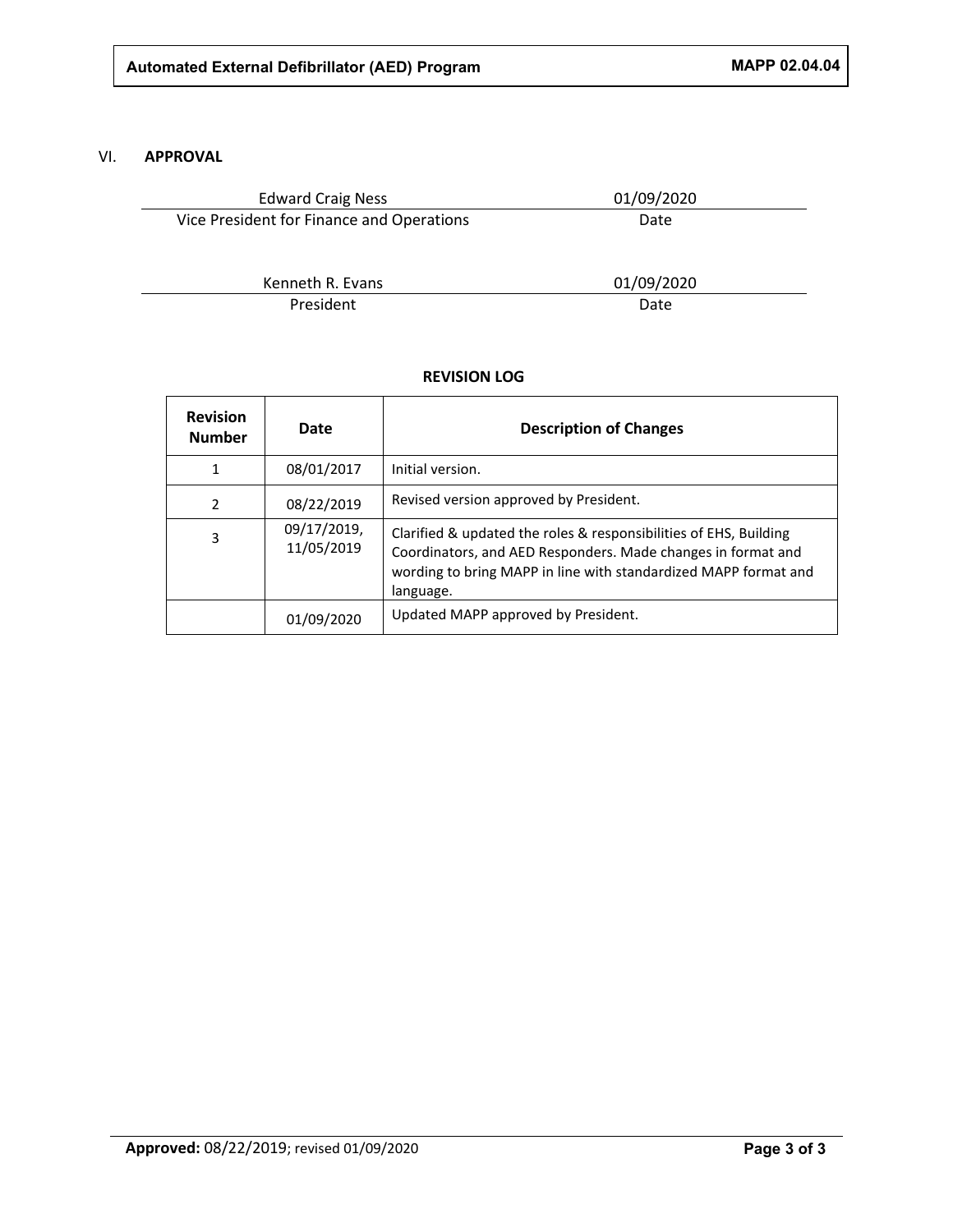## VI. APPROVAL

| | |
|---|---|
| Edward Craig Ness | 01/09/2020 |
| Vice President for Finance and Operations | Date |
| Kenneth R. Evans | 01/09/2020 |
| President | Date |

**REVISION LOG**

| Revision Number | Date | Description of Changes |
|---|---|---|
| 1 | 08/01/2017 | Initial version. |
| 2 | 08/22/2019 | Revised version approved by President. |
| 3 | 09/17/2019, 11/05/2019 | Clarified & updated the roles & responsibilities of EHS, Building Coordinators, and AED Responders. Made changes in format and wording to bring MAPP in line with standardized MAPP format and language. |
| | 01/09/2020 | Updated MAPP approved by President. |